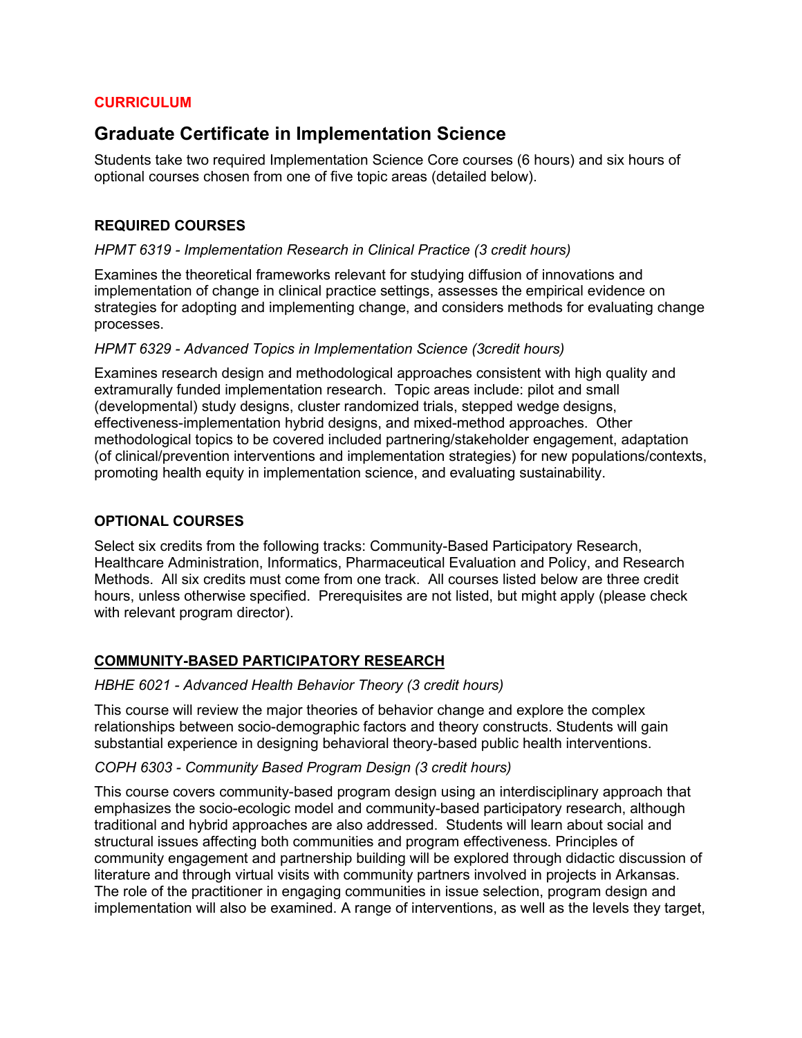**CURRICULUM**

# Graduate Certificate in Implementation Science

Students take two required Implementation Science Core courses (6 hours) and six hours of optional courses chosen from one of five topic areas (detailed below).

## REQUIRED COURSES

*HPMT 6319 - Implementation Research in Clinical Practice (3 credit hours)*

Examines the theoretical frameworks relevant for studying diffusion of innovations and implementation of change in clinical practice settings, assesses the empirical evidence on strategies for adopting and implementing change, and considers methods for evaluating change processes.

*HPMT 6329 - Advanced Topics in Implementation Science (3credit hours)*

Examines research design and methodological approaches consistent with high quality and extramurally funded implementation research. Topic areas include: pilot and small (developmental) study designs, cluster randomized trials, stepped wedge designs, effectiveness-implementation hybrid designs, and mixed-method approaches. Other methodological topics to be covered included partnering/stakeholder engagement, adaptation (of clinical/prevention interventions and implementation strategies) for new populations/contexts, promoting health equity in implementation science, and evaluating sustainability.

## OPTIONAL COURSES

Select six credits from the following tracks: Community-Based Participatory Research, Healthcare Administration, Informatics, Pharmaceutical Evaluation and Policy, and Research Methods. All six credits must come from one track. All courses listed below are three credit hours, unless otherwise specified. Prerequisites are not listed, but might apply (please check with relevant program director).

### COMMUNITY-BASED PARTICIPATORY RESEARCH

*HBHE 6021 - Advanced Health Behavior Theory (3 credit hours)*

This course will review the major theories of behavior change and explore the complex relationships between socio-demographic factors and theory constructs. Students will gain substantial experience in designing behavioral theory-based public health interventions.

*COPH 6303 - Community Based Program Design (3 credit hours)*

This course covers community-based program design using an interdisciplinary approach that emphasizes the socio-ecologic model and community-based participatory research, although traditional and hybrid approaches are also addressed. Students will learn about social and structural issues affecting both communities and program effectiveness. Principles of community engagement and partnership building will be explored through didactic discussion of literature and through virtual visits with community partners involved in projects in Arkansas. The role of the practitioner in engaging communities in issue selection, program design and implementation will also be examined. A range of interventions, as well as the levels they target,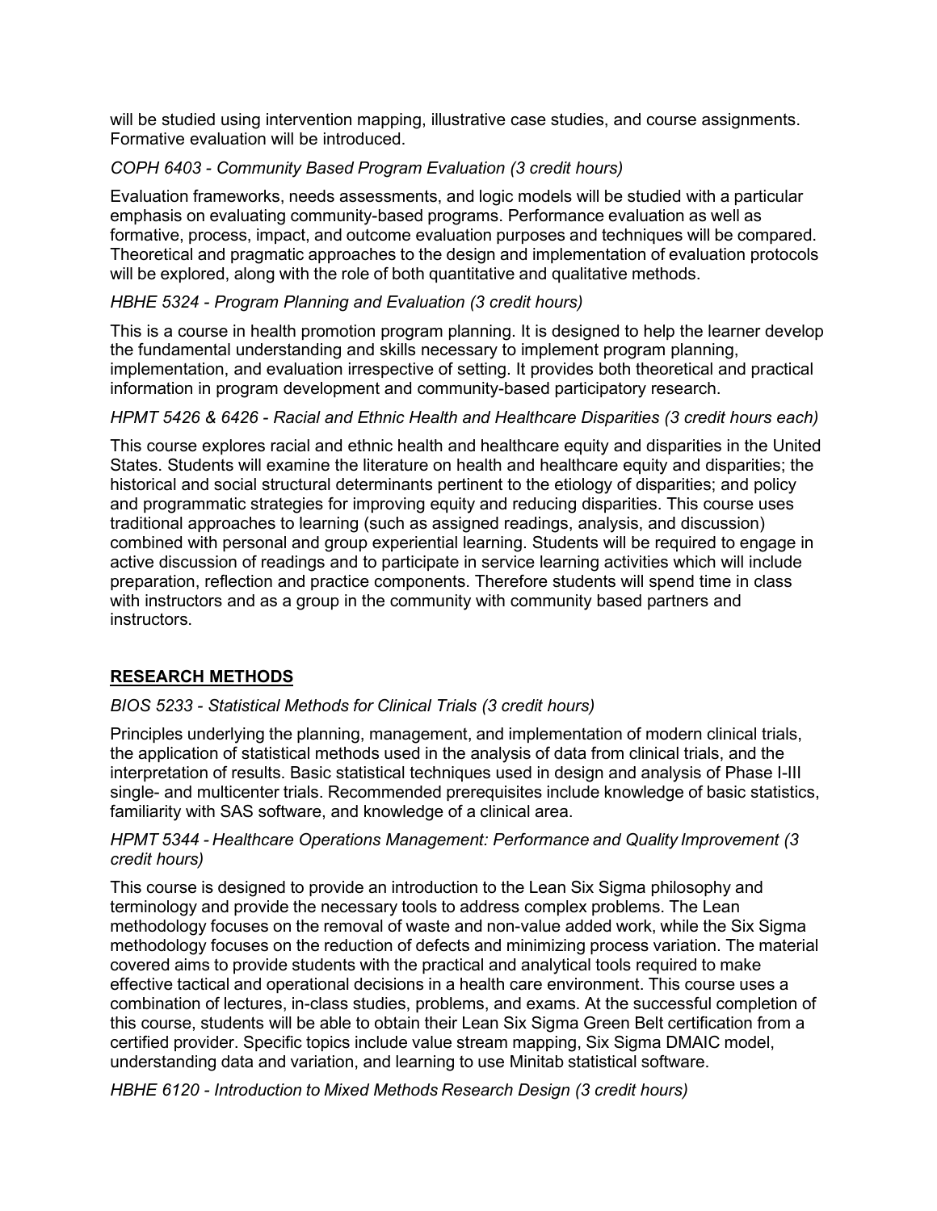will be studied using intervention mapping, illustrative case studies, and course assignments. Formative evaluation will be introduced.

*COPH 6403 - Community Based Program Evaluation (3 credit hours)*

Evaluation frameworks, needs assessments, and logic models will be studied with a particular emphasis on evaluating community-based programs. Performance evaluation as well as formative, process, impact, and outcome evaluation purposes and techniques will be compared. Theoretical and pragmatic approaches to the design and implementation of evaluation protocols will be explored, along with the role of both quantitative and qualitative methods.

*HBHE 5324 - Program Planning and Evaluation (3 credit hours)*

This is a course in health promotion program planning. It is designed to help the learner develop the fundamental understanding and skills necessary to implement program planning, implementation, and evaluation irrespective of setting. It provides both theoretical and practical information in program development and community-based participatory research.

*HPMT 5426 & 6426 - Racial and Ethnic Health and Healthcare Disparities (3 credit hours each)*

This course explores racial and ethnic health and healthcare equity and disparities in the United States. Students will examine the literature on health and healthcare equity and disparities; the historical and social structural determinants pertinent to the etiology of disparities; and policy and programmatic strategies for improving equity and reducing disparities. This course uses traditional approaches to learning (such as assigned readings, analysis, and discussion) combined with personal and group experiential learning. Students will be required to engage in active discussion of readings and to participate in service learning activities which will include preparation, reflection and practice components. Therefore students will spend time in class with instructors and as a group in the community with community based partners and instructors.

## RESEARCH METHODS

*BIOS 5233 - Statistical Methods for Clinical Trials (3 credit hours)*

Principles underlying the planning, management, and implementation of modern clinical trials, the application of statistical methods used in the analysis of data from clinical trials, and the interpretation of results. Basic statistical techniques used in design and analysis of Phase I-III single- and multicenter trials. Recommended prerequisites include knowledge of basic statistics, familiarity with SAS software, and knowledge of a clinical area.

*HPMT 5344 - Healthcare Operations Management: Performance and Quality Improvement (3 credit hours)*

This course is designed to provide an introduction to the Lean Six Sigma philosophy and terminology and provide the necessary tools to address complex problems. The Lean methodology focuses on the removal of waste and non-value added work, while the Six Sigma methodology focuses on the reduction of defects and minimizing process variation. The material covered aims to provide students with the practical and analytical tools required to make effective tactical and operational decisions in a health care environment. This course uses a combination of lectures, in-class studies, problems, and exams. At the successful completion of this course, students will be able to obtain their Lean Six Sigma Green Belt certification from a certified provider. Specific topics include value stream mapping, Six Sigma DMAIC model, understanding data and variation, and learning to use Minitab statistical software.

*HBHE 6120 - Introduction to Mixed Methods Research Design (3 credit hours)*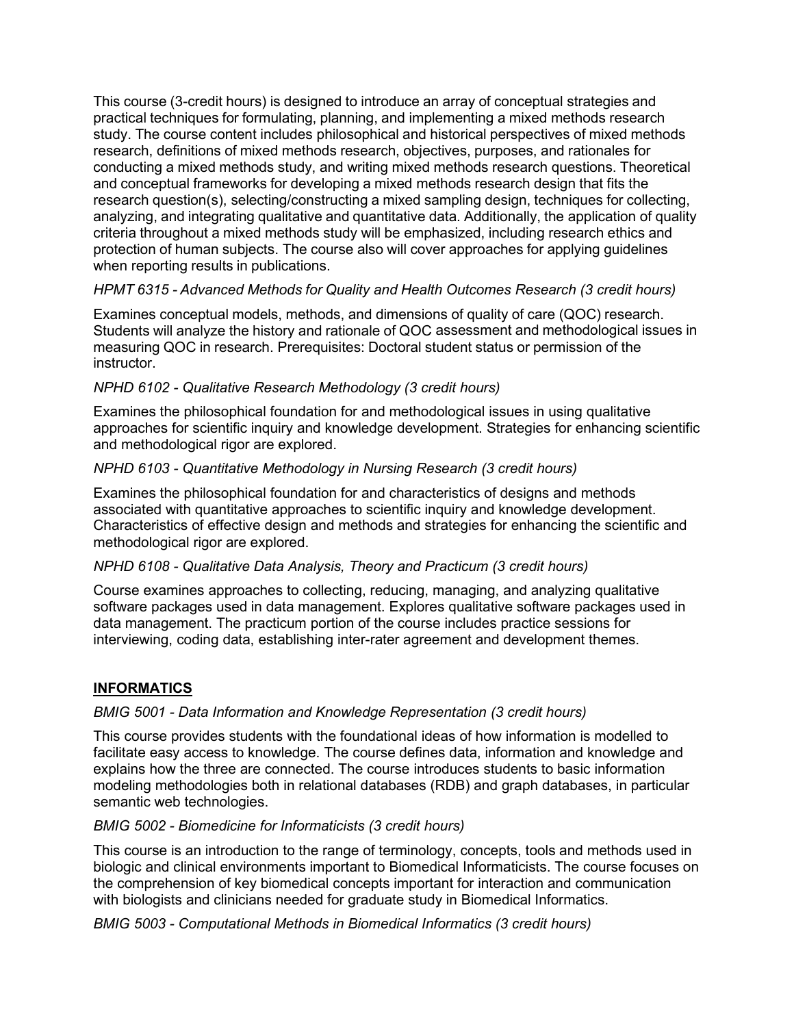This course (3-credit hours) is designed to introduce an array of conceptual strategies and practical techniques for formulating, planning, and implementing a mixed methods research study. The course content includes philosophical and historical perspectives of mixed methods research, definitions of mixed methods research, objectives, purposes, and rationales for conducting a mixed methods study, and writing mixed methods research questions. Theoretical and conceptual frameworks for developing a mixed methods research design that fits the research question(s), selecting/constructing a mixed sampling design, techniques for collecting, analyzing, and integrating qualitative and quantitative data. Additionally, the application of quality criteria throughout a mixed methods study will be emphasized, including research ethics and protection of human subjects. The course also will cover approaches for applying guidelines when reporting results in publications.

*HPMT 6315 - Advanced Methods for Quality and Health Outcomes Research (3 credit hours)*

Examines conceptual models, methods, and dimensions of quality of care (QOC) research. Students will analyze the history and rationale of QOC assessment and methodological issues in measuring QOC in research. Prerequisites: Doctoral student status or permission of the instructor.

*NPHD 6102 - Qualitative Research Methodology (3 credit hours)*

Examines the philosophical foundation for and methodological issues in using qualitative approaches for scientific inquiry and knowledge development. Strategies for enhancing scientific and methodological rigor are explored.

*NPHD 6103 - Quantitative Methodology in Nursing Research (3 credit hours)*

Examines the philosophical foundation for and characteristics of designs and methods associated with quantitative approaches to scientific inquiry and knowledge development. Characteristics of effective design and methods and strategies for enhancing the scientific and methodological rigor are explored.

*NPHD 6108 - Qualitative Data Analysis, Theory and Practicum (3 credit hours)*

Course examines approaches to collecting, reducing, managing, and analyzing qualitative software packages used in data management. Explores qualitative software packages used in data management. The practicum portion of the course includes practice sessions for interviewing, coding data, establishing inter-rater agreement and development themes.

## INFORMATICS

*BMIG 5001 - Data Information and Knowledge Representation (3 credit hours)*

This course provides students with the foundational ideas of how information is modelled to facilitate easy access to knowledge. The course defines data, information and knowledge and explains how the three are connected. The course introduces students to basic information modeling methodologies both in relational databases (RDB) and graph databases, in particular semantic web technologies.

*BMIG 5002 - Biomedicine for Informaticists (3 credit hours)*

This course is an introduction to the range of terminology, concepts, tools and methods used in biologic and clinical environments important to Biomedical Informaticists. The course focuses on the comprehension of key biomedical concepts important for interaction and communication with biologists and clinicians needed for graduate study in Biomedical Informatics.

*BMIG 5003 - Computational Methods in Biomedical Informatics (3 credit hours)*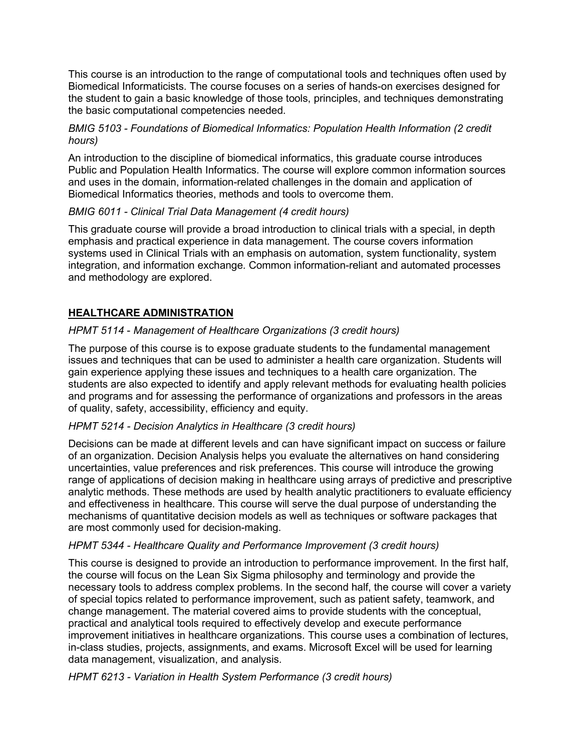This course is an introduction to the range of computational tools and techniques often used by Biomedical Informaticists. The course focuses on a series of hands-on exercises designed for the student to gain a basic knowledge of those tools, principles, and techniques demonstrating the basic computational competencies needed.

*BMIG 5103 - Foundations of Biomedical Informatics: Population Health Information (2 credit hours)*

An introduction to the discipline of biomedical informatics, this graduate course introduces Public and Population Health Informatics. The course will explore common information sources and uses in the domain, information-related challenges in the domain and application of Biomedical Informatics theories, methods and tools to overcome them.

*BMIG 6011 - Clinical Trial Data Management (4 credit hours)*

This graduate course will provide a broad introduction to clinical trials with a special, in depth emphasis and practical experience in data management. The course covers information systems used in Clinical Trials with an emphasis on automation, system functionality, system integration, and information exchange. Common information-reliant and automated processes and methodology are explored.

## HEALTHCARE ADMINISTRATION

*HPMT 5114 - Management of Healthcare Organizations (3 credit hours)*

The purpose of this course is to expose graduate students to the fundamental management issues and techniques that can be used to administer a health care organization. Students will gain experience applying these issues and techniques to a health care organization. The students are also expected to identify and apply relevant methods for evaluating health policies and programs and for assessing the performance of organizations and professors in the areas of quality, safety, accessibility, efficiency and equity.

*HPMT 5214 - Decision Analytics in Healthcare (3 credit hours)*

Decisions can be made at different levels and can have significant impact on success or failure of an organization. Decision Analysis helps you evaluate the alternatives on hand considering uncertainties, value preferences and risk preferences. This course will introduce the growing range of applications of decision making in healthcare using arrays of predictive and prescriptive analytic methods. These methods are used by health analytic practitioners to evaluate efficiency and effectiveness in healthcare. This course will serve the dual purpose of understanding the mechanisms of quantitative decision models as well as techniques or software packages that are most commonly used for decision-making.

*HPMT 5344 - Healthcare Quality and Performance Improvement (3 credit hours)*

This course is designed to provide an introduction to performance improvement. In the first half, the course will focus on the Lean Six Sigma philosophy and terminology and provide the necessary tools to address complex problems. In the second half, the course will cover a variety of special topics related to performance improvement, such as patient safety, teamwork, and change management. The material covered aims to provide students with the conceptual, practical and analytical tools required to effectively develop and execute performance improvement initiatives in healthcare organizations. This course uses a combination of lectures, in-class studies, projects, assignments, and exams. Microsoft Excel will be used for learning data management, visualization, and analysis.

*HPMT 6213 - Variation in Health System Performance (3 credit hours)*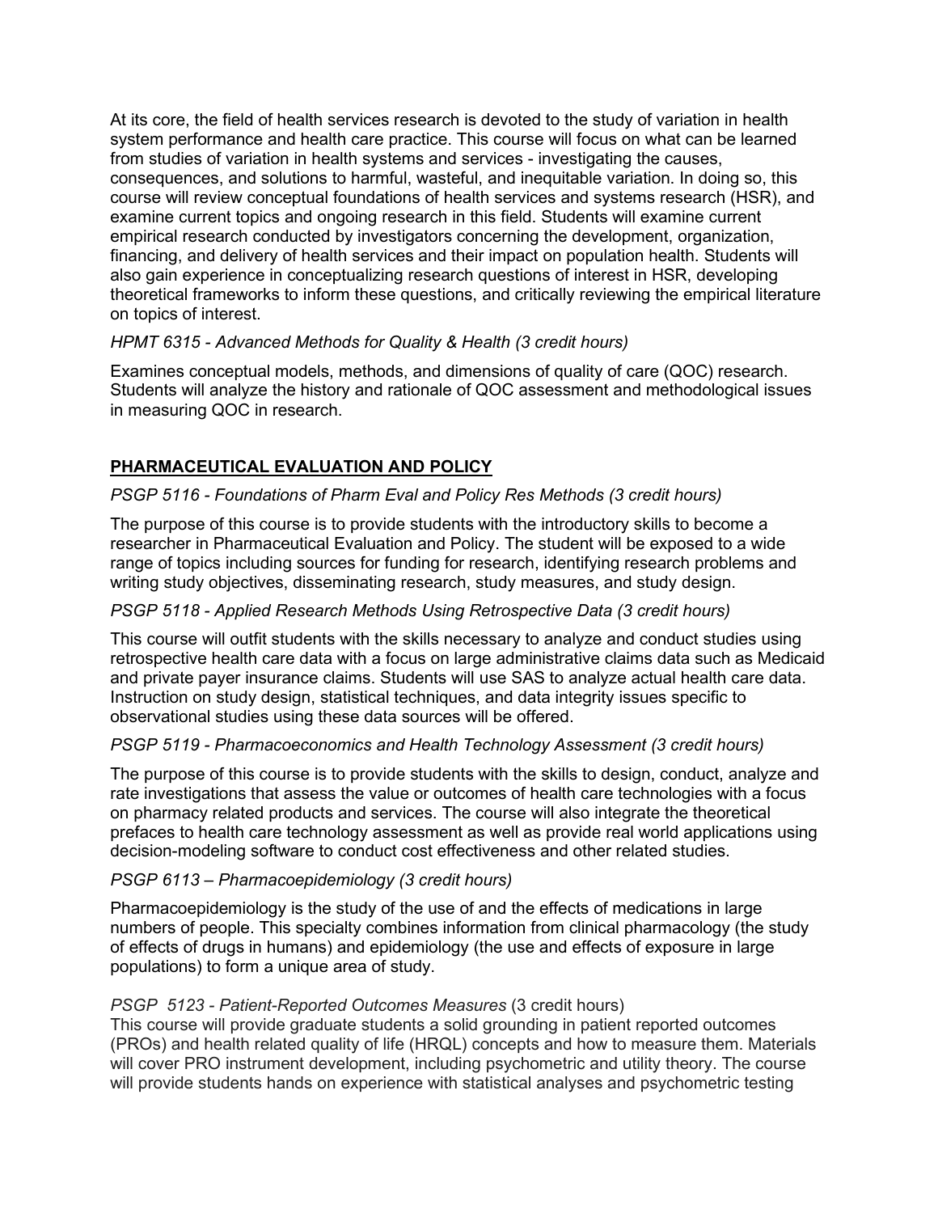At its core, the field of health services research is devoted to the study of variation in health system performance and health care practice. This course will focus on what can be learned from studies of variation in health systems and services - investigating the causes, consequences, and solutions to harmful, wasteful, and inequitable variation. In doing so, this course will review conceptual foundations of health services and systems research (HSR), and examine current topics and ongoing research in this field. Students will examine current empirical research conducted by investigators concerning the development, organization, financing, and delivery of health services and their impact on population health. Students will also gain experience in conceptualizing research questions of interest in HSR, developing theoretical frameworks to inform these questions, and critically reviewing the empirical literature on topics of interest.

*HPMT 6315 - Advanced Methods for Quality & Health (3 credit hours)*

Examines conceptual models, methods, and dimensions of quality of care (QOC) research. Students will analyze the history and rationale of QOC assessment and methodological issues in measuring QOC in research.

## **PHARMACEUTICAL EVALUATION AND POLICY**

*PSGP 5116 - Foundations of Pharm Eval and Policy Res Methods (3 credit hours)*

The purpose of this course is to provide students with the introductory skills to become a researcher in Pharmaceutical Evaluation and Policy. The student will be exposed to a wide range of topics including sources for funding for research, identifying research problems and writing study objectives, disseminating research, study measures, and study design.

*PSGP 5118 - Applied Research Methods Using Retrospective Data (3 credit hours)*

This course will outfit students with the skills necessary to analyze and conduct studies using retrospective health care data with a focus on large administrative claims data such as Medicaid and private payer insurance claims. Students will use SAS to analyze actual health care data. Instruction on study design, statistical techniques, and data integrity issues specific to observational studies using these data sources will be offered.

*PSGP 5119 - Pharmacoeconomics and Health Technology Assessment (3 credit hours)*

The purpose of this course is to provide students with the skills to design, conduct, analyze and rate investigations that assess the value or outcomes of health care technologies with a focus on pharmacy related products and services. The course will also integrate the theoretical prefaces to health care technology assessment as well as provide real world applications using decision-modeling software to conduct cost effectiveness and other related studies.

*PSGP 6113 – Pharmacoepidemiology (3 credit hours)*

Pharmacoepidemiology is the study of the use of and the effects of medications in large numbers of people. This specialty combines information from clinical pharmacology (the study of effects of drugs in humans) and epidemiology (the use and effects of exposure in large populations) to form a unique area of study.

*PSGP 5123 - Patient-Reported Outcomes Measures* (3 credit hours)

This course will provide graduate students a solid grounding in patient reported outcomes (PROs) and health related quality of life (HRQL) concepts and how to measure them. Materials will cover PRO instrument development, including psychometric and utility theory. The course will provide students hands on experience with statistical analyses and psychometric testing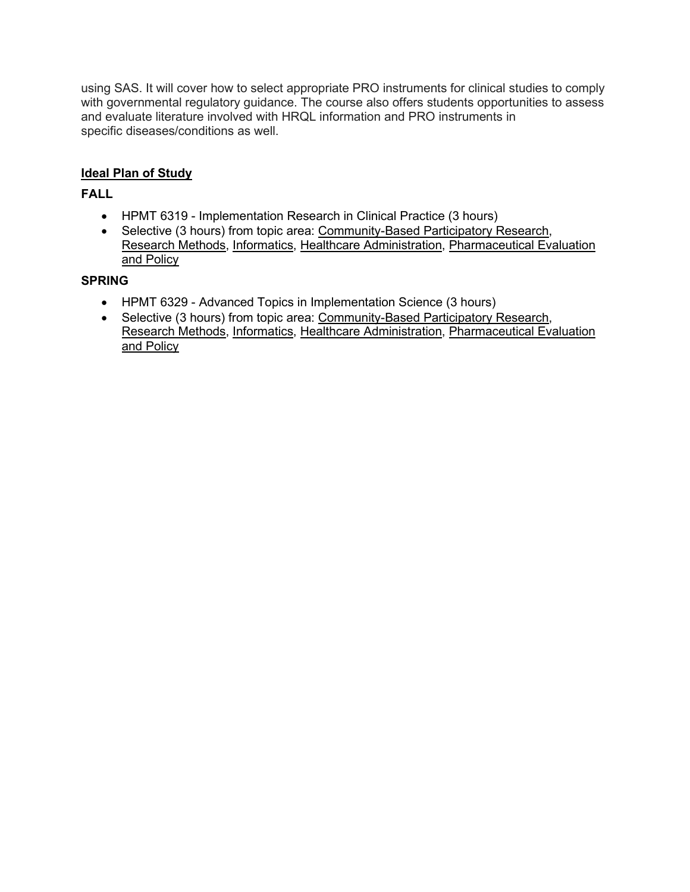using SAS. It will cover how to select appropriate PRO instruments for clinical studies to comply with governmental regulatory guidance. The course also offers students opportunities to assess and evaluate literature involved with HRQL information and PRO instruments in specific diseases/conditions as well.

## Ideal Plan of Study

### FALL

- HPMT 6319 - Implementation Research in Clinical Practice (3 hours)
- Selective (3 hours) from topic area: Community-Based Participatory Research, Research Methods, Informatics, Healthcare Administration, Pharmaceutical Evaluation and Policy

### SPRING

- HPMT 6329 - Advanced Topics in Implementation Science (3 hours)
- Selective (3 hours) from topic area: Community-Based Participatory Research, Research Methods, Informatics, Healthcare Administration, Pharmaceutical Evaluation and Policy